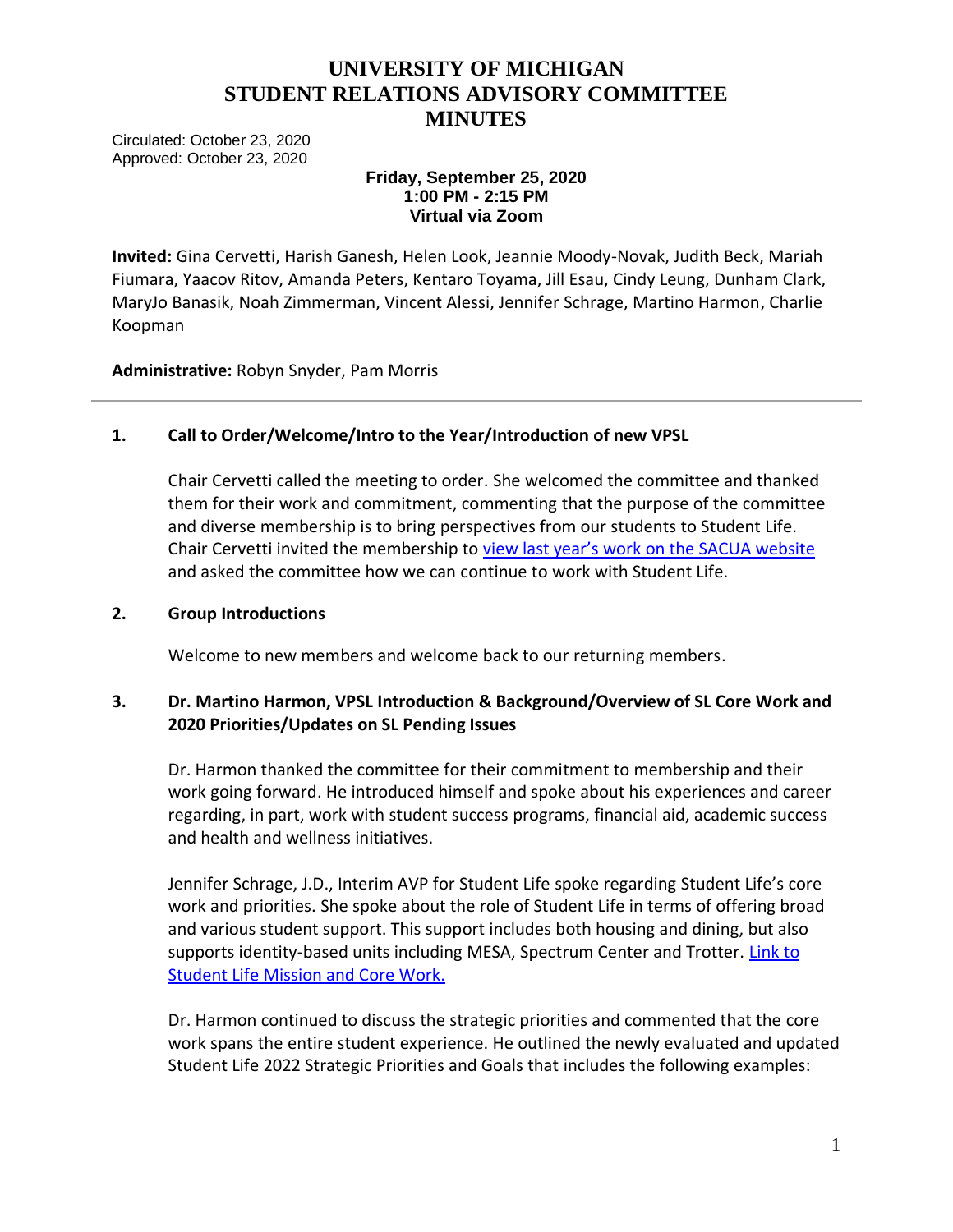# UNIVERSITY OF MICHIGAN
# STUDENT RELATIONS ADVISORY COMMITTEE
# MINUTES

Circulated: October 23, 2020
Approved: October 23, 2020

**Friday, September 25, 2020**
**1:00 PM - 2:15 PM**
**Virtual via Zoom**

**Invited:** Gina Cervetti, Harish Ganesh, Helen Look, Jeannie Moody-Novak, Judith Beck, Mariah Fiumara, Yaacov Ritov, Amanda Peters, Kentaro Toyama, Jill Esau, Cindy Leung, Dunham Clark, MaryJo Banasik, Noah Zimmerman, Vincent Alessi, Jennifer Schrage, Martino Harmon, Charlie Koopman

**Administrative:** Robyn Snyder, Pam Morris

---

## 1. Call to Order/Welcome/Intro to the Year/Introduction of new VPSL

Chair Cervetti called the meeting to order. She welcomed the committee and thanked them for their work and commitment, commenting that the purpose of the committee and diverse membership is to bring perspectives from our students to Student Life. Chair Cervetti invited the membership to view last year's work on the SACUA website and asked the committee how we can continue to work with Student Life.

## 2. Group Introductions

Welcome to new members and welcome back to our returning members.

## 3. Dr. Martino Harmon, VPSL Introduction & Background/Overview of SL Core Work and 2020 Priorities/Updates on SL Pending Issues

Dr. Harmon thanked the committee for their commitment to membership and their work going forward. He introduced himself and spoke about his experiences and career regarding, in part, work with student success programs, financial aid, academic success and health and wellness initiatives.

Jennifer Schrage, J.D., Interim AVP for Student Life spoke regarding Student Life's core work and priorities. She spoke about the role of Student Life in terms of offering broad and various student support. This support includes both housing and dining, but also supports identity-based units including MESA, Spectrum Center and Trotter. Link to Student Life Mission and Core Work.

Dr. Harmon continued to discuss the strategic priorities and commented that the core work spans the entire student experience. He outlined the newly evaluated and updated Student Life 2022 Strategic Priorities and Goals that includes the following examples: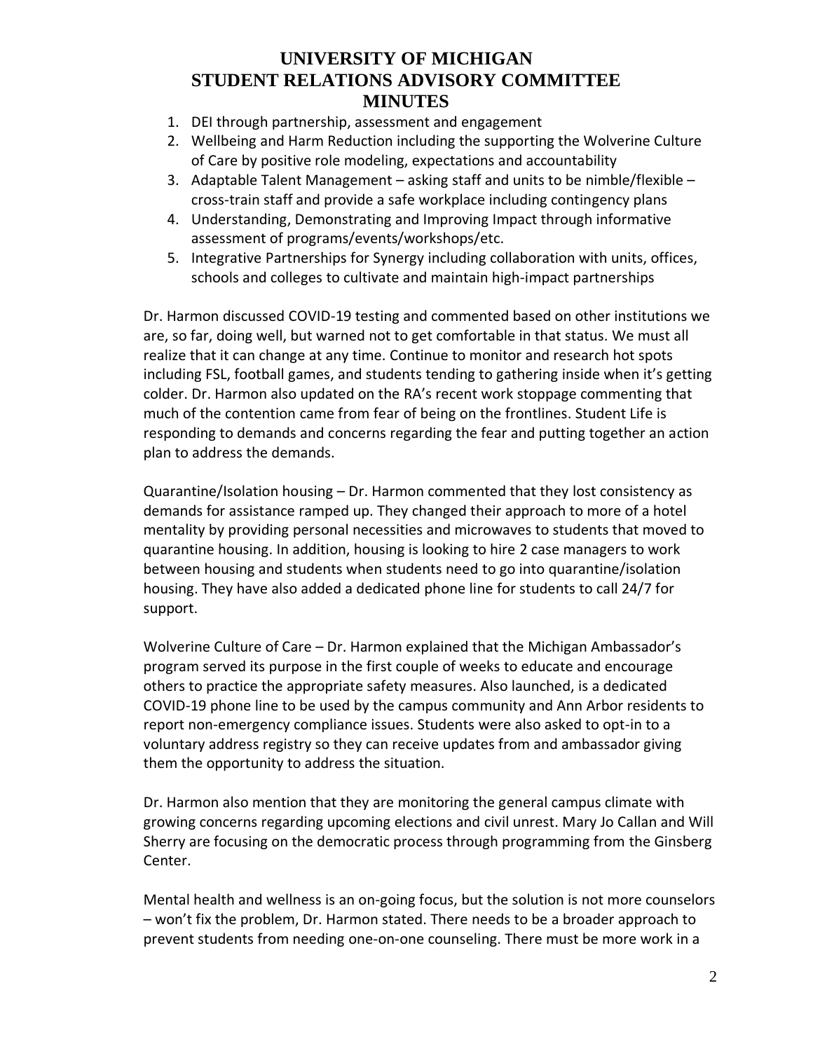# UNIVERSITY OF MICHIGAN
# STUDENT RELATIONS ADVISORY COMMITTEE
# MINUTES

1. DEI through partnership, assessment and engagement
2. Wellbeing and Harm Reduction including the supporting the Wolverine Culture of Care by positive role modeling, expectations and accountability
3. Adaptable Talent Management – asking staff and units to be nimble/flexible – cross-train staff and provide a safe workplace including contingency plans
4. Understanding, Demonstrating and Improving Impact through informative assessment of programs/events/workshops/etc.
5. Integrative Partnerships for Synergy including collaboration with units, offices, schools and colleges to cultivate and maintain high-impact partnerships

Dr. Harmon discussed COVID-19 testing and commented based on other institutions we are, so far, doing well, but warned not to get comfortable in that status. We must all realize that it can change at any time. Continue to monitor and research hot spots including FSL, football games, and students tending to gathering inside when it's getting colder. Dr. Harmon also updated on the RA's recent work stoppage commenting that much of the contention came from fear of being on the frontlines. Student Life is responding to demands and concerns regarding the fear and putting together an action plan to address the demands.

Quarantine/Isolation housing – Dr. Harmon commented that they lost consistency as demands for assistance ramped up. They changed their approach to more of a hotel mentality by providing personal necessities and microwaves to students that moved to quarantine housing. In addition, housing is looking to hire 2 case managers to work between housing and students when students need to go into quarantine/isolation housing. They have also added a dedicated phone line for students to call 24/7 for support.

Wolverine Culture of Care – Dr. Harmon explained that the Michigan Ambassador's program served its purpose in the first couple of weeks to educate and encourage others to practice the appropriate safety measures. Also launched, is a dedicated COVID-19 phone line to be used by the campus community and Ann Arbor residents to report non-emergency compliance issues. Students were also asked to opt-in to a voluntary address registry so they can receive updates from and ambassador giving them the opportunity to address the situation.

Dr. Harmon also mention that they are monitoring the general campus climate with growing concerns regarding upcoming elections and civil unrest. Mary Jo Callan and Will Sherry are focusing on the democratic process through programming from the Ginsberg Center.

Mental health and wellness is an on-going focus, but the solution is not more counselors – won't fix the problem, Dr. Harmon stated. There needs to be a broader approach to prevent students from needing one-on-one counseling. There must be more work in a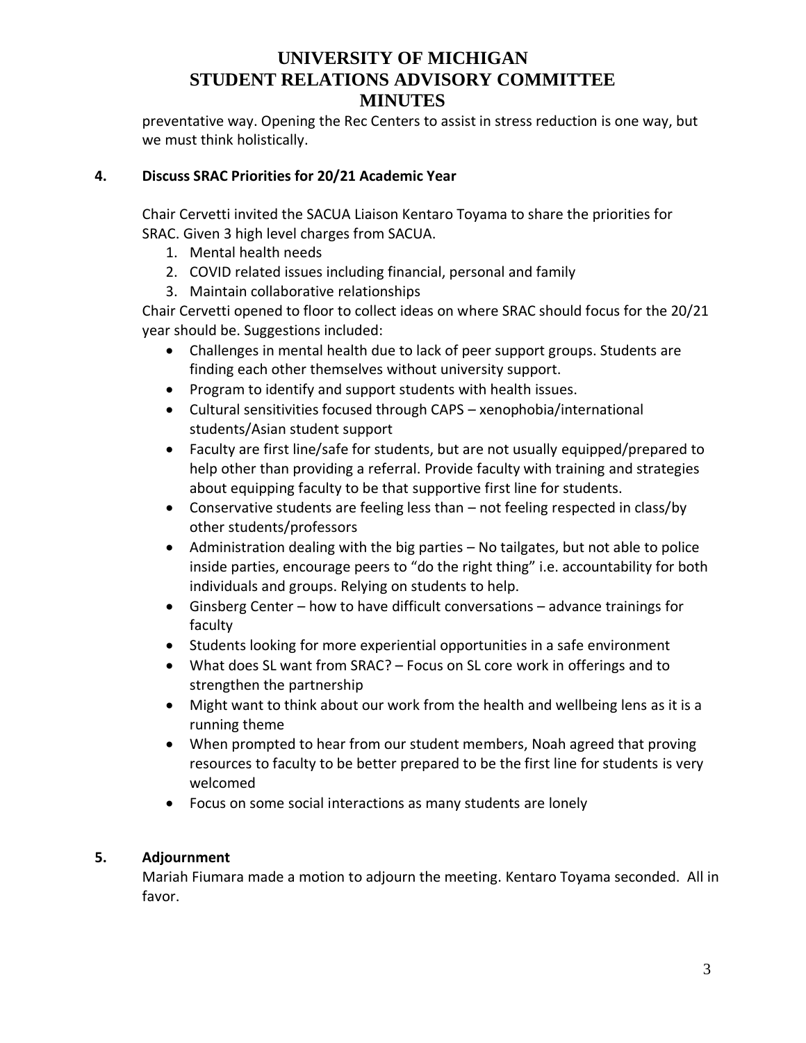preventative way. Opening the Rec Centers to assist in stress reduction is one way, but we must think holistically.

**4. Discuss SRAC Priorities for 20/21 Academic Year**

Chair Cervetti invited the SACUA Liaison Kentaro Toyama to share the priorities for SRAC. Given 3 high level charges from SACUA.

1. Mental health needs
2. COVID related issues including financial, personal and family
3. Maintain collaborative relationships

Chair Cervetti opened to floor to collect ideas on where SRAC should focus for the 20/21 year should be. Suggestions included:

- Challenges in mental health due to lack of peer support groups. Students are finding each other themselves without university support.
- Program to identify and support students with health issues.
- Cultural sensitivities focused through CAPS – xenophobia/international students/Asian student support
- Faculty are first line/safe for students, but are not usually equipped/prepared to help other than providing a referral. Provide faculty with training and strategies about equipping faculty to be that supportive first line for students.
- Conservative students are feeling less than – not feeling respected in class/by other students/professors
- Administration dealing with the big parties – No tailgates, but not able to police inside parties, encourage peers to "do the right thing" i.e. accountability for both individuals and groups. Relying on students to help.
- Ginsberg Center – how to have difficult conversations – advance trainings for faculty
- Students looking for more experiential opportunities in a safe environment
- What does SL want from SRAC? – Focus on SL core work in offerings and to strengthen the partnership
- Might want to think about our work from the health and wellbeing lens as it is a running theme
- When prompted to hear from our student members, Noah agreed that proving resources to faculty to be better prepared to be the first line for students is very welcomed
- Focus on some social interactions as many students are lonely

**5. Adjournment**

Mariah Fiumara made a motion to adjourn the meeting. Kentaro Toyama seconded. All in favor.